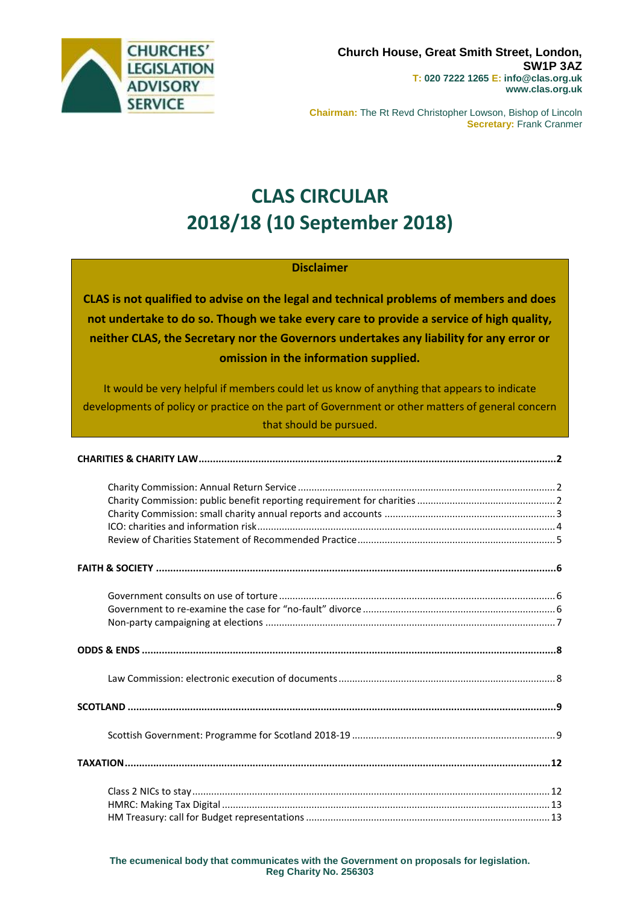CHURCHES' LEGISLATION ADVISORY SERVICE

**Church House, Great Smith Street, London, SW1P 3AZ**
**T: 020 7222 1265 E: info@clas.org.uk**
**www.clas.org.uk**

**Chairman:** The Rt Revd Christopher Lowson, Bishop of Lincoln
**Secretary:** Frank Cranmer

# CLAS CIRCULAR
# 2018/18 (10 September 2018)

**Disclaimer**

**CLAS is not qualified to advise on the legal and technical problems of members and does not undertake to do so. Though we take every care to provide a service of high quality, neither CLAS, the Secretary nor the Governors undertakes any liability for any error or omission in the information supplied.**

It would be very helpful if members could let us know of anything that appears to indicate developments of policy or practice on the part of Government or other matters of general concern that should be pursued.

**CHARITIES & CHARITY LAW** ..... 2

- Charity Commission: Annual Return Service ..... 2
- Charity Commission: public benefit reporting requirement for charities ..... 2
- Charity Commission: small charity annual reports and accounts ..... 3
- ICO: charities and information risk ..... 4
- Review of Charities Statement of Recommended Practice ..... 5

**FAITH & SOCIETY** ..... 6

- Government consults on use of torture ..... 6
- Government to re-examine the case for "no-fault" divorce ..... 6
- Non-party campaigning at elections ..... 7

**ODDS & ENDS** ..... 8

- Law Commission: electronic execution of documents ..... 8

**SCOTLAND** ..... 9

- Scottish Government: Programme for Scotland 2018-19 ..... 9

**TAXATION** ..... 12

- Class 2 NICs to stay ..... 12
- HMRC: Making Tax Digital ..... 13
- HM Treasury: call for Budget representations ..... 13

**The ecumenical body that communicates with the Government on proposals for legislation.**
**Reg Charity No. 256303**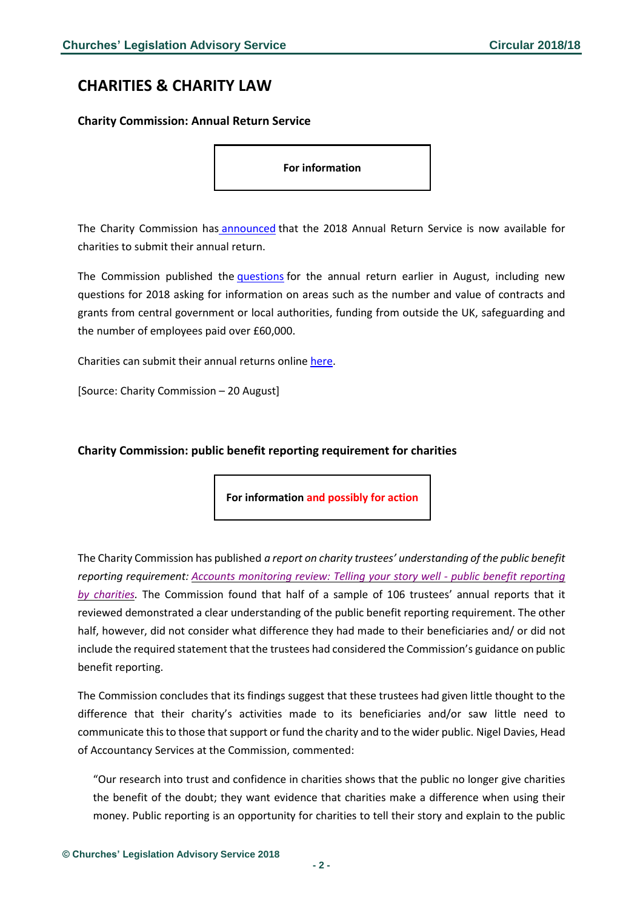## CHARITIES & CHARITY LAW

### Charity Commission: Annual Return Service

**For information**

The Charity Commission has announced that the 2018 Annual Return Service is now available for charities to submit their annual return.

The Commission published the questions for the annual return earlier in August, including new questions for 2018 asking for information on areas such as the number and value of contracts and grants from central government or local authorities, funding from outside the UK, safeguarding and the number of employees paid over £60,000.

Charities can submit their annual returns online here.

[Source: Charity Commission – 20 August]

### Charity Commission: public benefit reporting requirement for charities

**For information and possibly for action**

The Charity Commission has published *a report on charity trustees' understanding of the public benefit reporting requirement: Accounts monitoring review: Telling your story well - public benefit reporting by charities.* The Commission found that half of a sample of 106 trustees' annual reports that it reviewed demonstrated a clear understanding of the public benefit reporting requirement. The other half, however, did not consider what difference they had made to their beneficiaries and/ or did not include the required statement that the trustees had considered the Commission's guidance on public benefit reporting.

The Commission concludes that its findings suggest that these trustees had given little thought to the difference that their charity's activities made to its beneficiaries and/or saw little need to communicate this to those that support or fund the charity and to the wider public. Nigel Davies, Head of Accountancy Services at the Commission, commented:

> "Our research into trust and confidence in charities shows that the public no longer give charities the benefit of the doubt; they want evidence that charities make a difference when using their money. Public reporting is an opportunity for charities to tell their story and explain to the public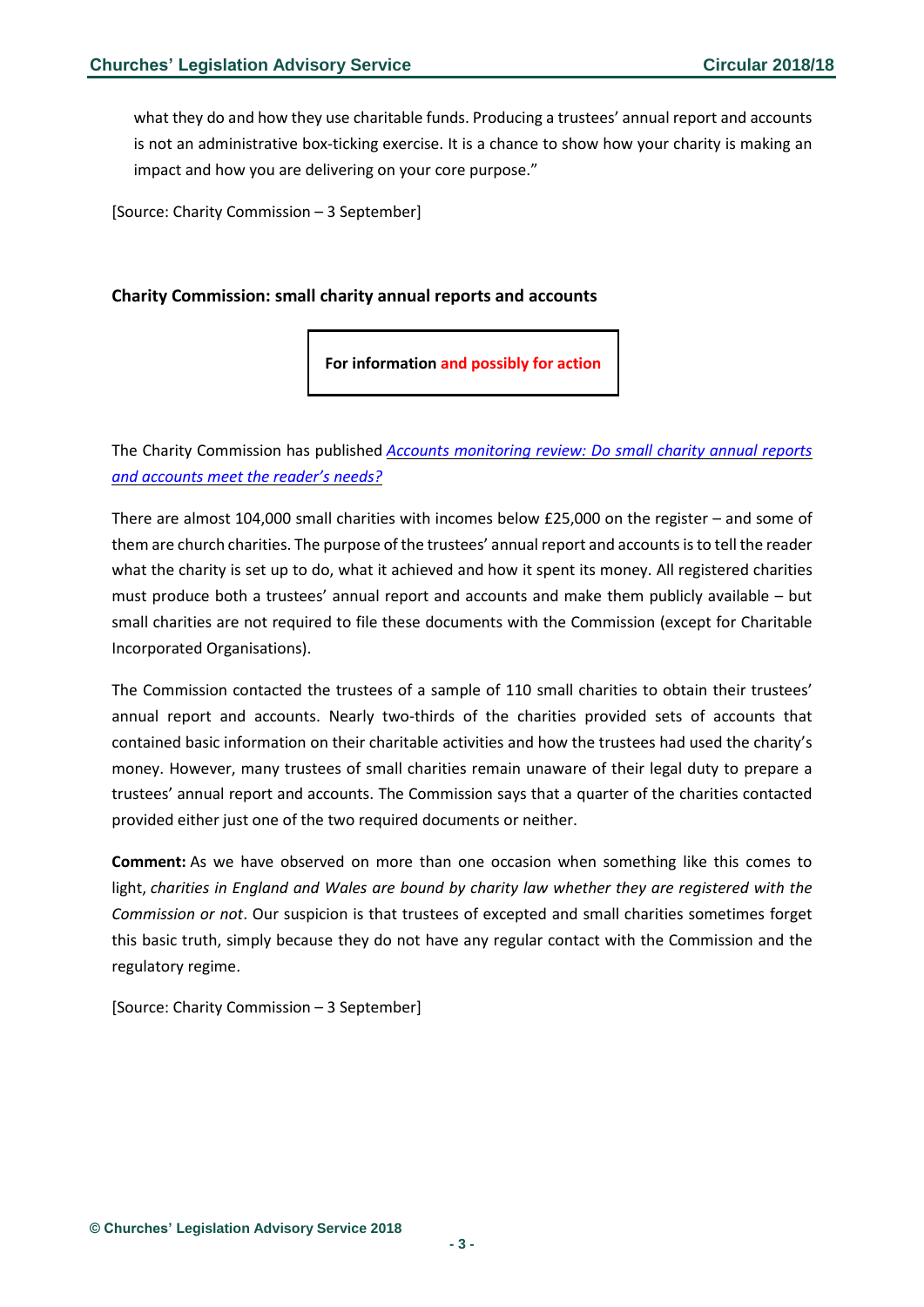what they do and how they use charitable funds. Producing a trustees' annual report and accounts is not an administrative box-ticking exercise. It is a chance to show how your charity is making an impact and how you are delivering on your core purpose."

[Source: Charity Commission – 3 September]

### Charity Commission: small charity annual reports and accounts

**For information and possibly for action**

The Charity Commission has published *Accounts monitoring review: Do small charity annual reports and accounts meet the reader's needs?*

There are almost 104,000 small charities with incomes below £25,000 on the register – and some of them are church charities. The purpose of the trustees' annual report and accounts is to tell the reader what the charity is set up to do, what it achieved and how it spent its money. All registered charities must produce both a trustees' annual report and accounts and make them publicly available – but small charities are not required to file these documents with the Commission (except for Charitable Incorporated Organisations).

The Commission contacted the trustees of a sample of 110 small charities to obtain their trustees' annual report and accounts. Nearly two-thirds of the charities provided sets of accounts that contained basic information on their charitable activities and how the trustees had used the charity's money. However, many trustees of small charities remain unaware of their legal duty to prepare a trustees' annual report and accounts. The Commission says that a quarter of the charities contacted provided either just one of the two required documents or neither.

**Comment:** As we have observed on more than one occasion when something like this comes to light, *charities in England and Wales are bound by charity law whether they are registered with the Commission or not*. Our suspicion is that trustees of excepted and small charities sometimes forget this basic truth, simply because they do not have any regular contact with the Commission and the regulatory regime.

[Source: Charity Commission – 3 September]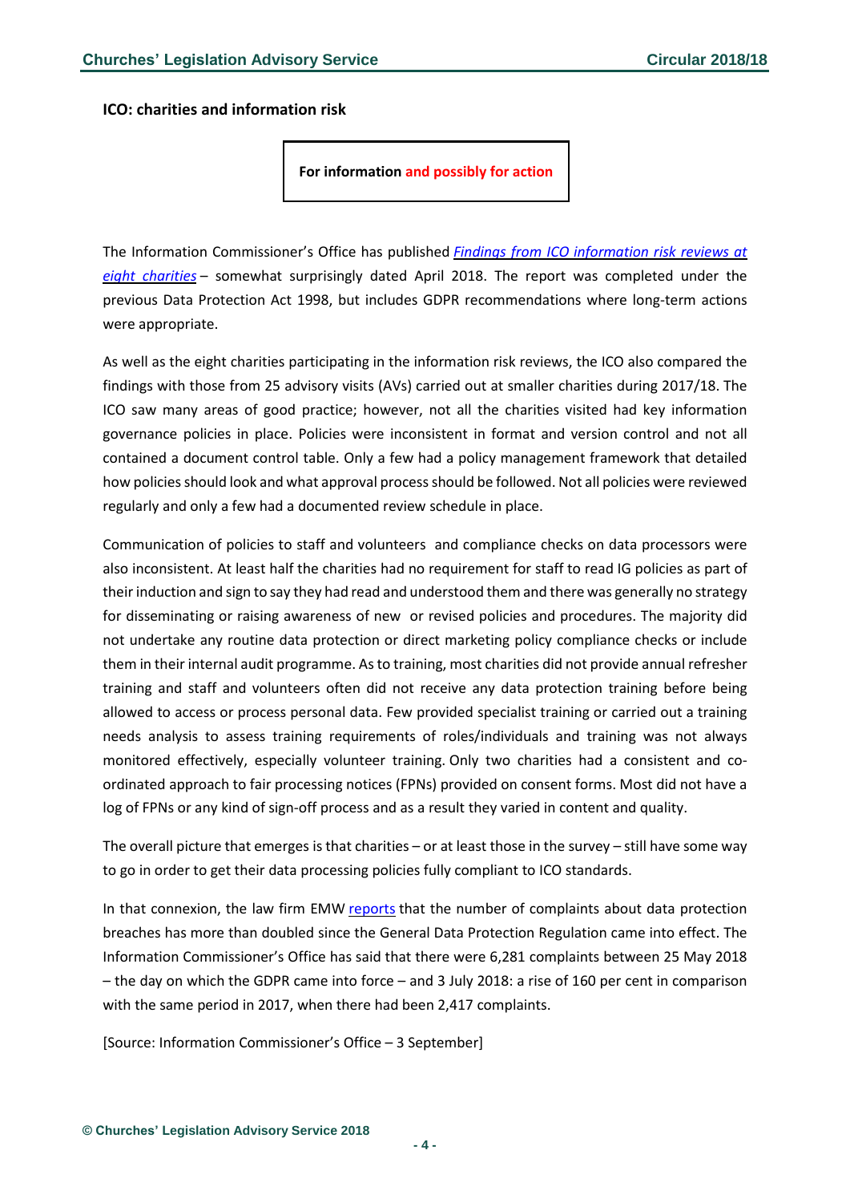### ICO: charities and information risk

**For information and possibly for action**

The Information Commissioner's Office has published *Findings from ICO information risk reviews at eight charities* – somewhat surprisingly dated April 2018. The report was completed under the previous Data Protection Act 1998, but includes GDPR recommendations where long-term actions were appropriate.

As well as the eight charities participating in the information risk reviews, the ICO also compared the findings with those from 25 advisory visits (AVs) carried out at smaller charities during 2017/18. The ICO saw many areas of good practice; however, not all the charities visited had key information governance policies in place. Policies were inconsistent in format and version control and not all contained a document control table. Only a few had a policy management framework that detailed how policies should look and what approval process should be followed. Not all policies were reviewed regularly and only a few had a documented review schedule in place.

Communication of policies to staff and volunteers and compliance checks on data processors were also inconsistent. At least half the charities had no requirement for staff to read IG policies as part of their induction and sign to say they had read and understood them and there was generally no strategy for disseminating or raising awareness of new or revised policies and procedures. The majority did not undertake any routine data protection or direct marketing policy compliance checks or include them in their internal audit programme. As to training, most charities did not provide annual refresher training and staff and volunteers often did not receive any data protection training before being allowed to access or process personal data. Few provided specialist training or carried out a training needs analysis to assess training requirements of roles/individuals and training was not always monitored effectively, especially volunteer training. Only two charities had a consistent and co-ordinated approach to fair processing notices (FPNs) provided on consent forms. Most did not have a log of FPNs or any kind of sign-off process and as a result they varied in content and quality.

The overall picture that emerges is that charities – or at least those in the survey – still have some way to go in order to get their data processing policies fully compliant to ICO standards.

In that connexion, the law firm EMW reports that the number of complaints about data protection breaches has more than doubled since the General Data Protection Regulation came into effect. The Information Commissioner's Office has said that there were 6,281 complaints between 25 May 2018 – the day on which the GDPR came into force – and 3 July 2018: a rise of 160 per cent in comparison with the same period in 2017, when there had been 2,417 complaints.

[Source: Information Commissioner's Office – 3 September]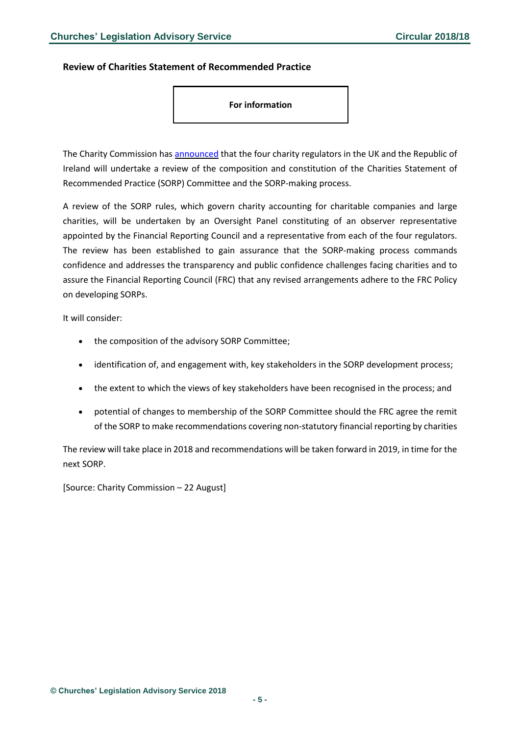### Review of Charities Statement of Recommended Practice

**For information**

The Charity Commission has announced that the four charity regulators in the UK and the Republic of Ireland will undertake a review of the composition and constitution of the Charities Statement of Recommended Practice (SORP) Committee and the SORP-making process.

A review of the SORP rules, which govern charity accounting for charitable companies and large charities, will be undertaken by an Oversight Panel constituting of an observer representative appointed by the Financial Reporting Council and a representative from each of the four regulators. The review has been established to gain assurance that the SORP-making process commands confidence and addresses the transparency and public confidence challenges facing charities and to assure the Financial Reporting Council (FRC) that any revised arrangements adhere to the FRC Policy on developing SORPs.

It will consider:

- the composition of the advisory SORP Committee;
- identification of, and engagement with, key stakeholders in the SORP development process;
- the extent to which the views of key stakeholders have been recognised in the process; and
- potential of changes to membership of the SORP Committee should the FRC agree the remit of the SORP to make recommendations covering non-statutory financial reporting by charities

The review will take place in 2018 and recommendations will be taken forward in 2019, in time for the next SORP.

[Source: Charity Commission – 22 August]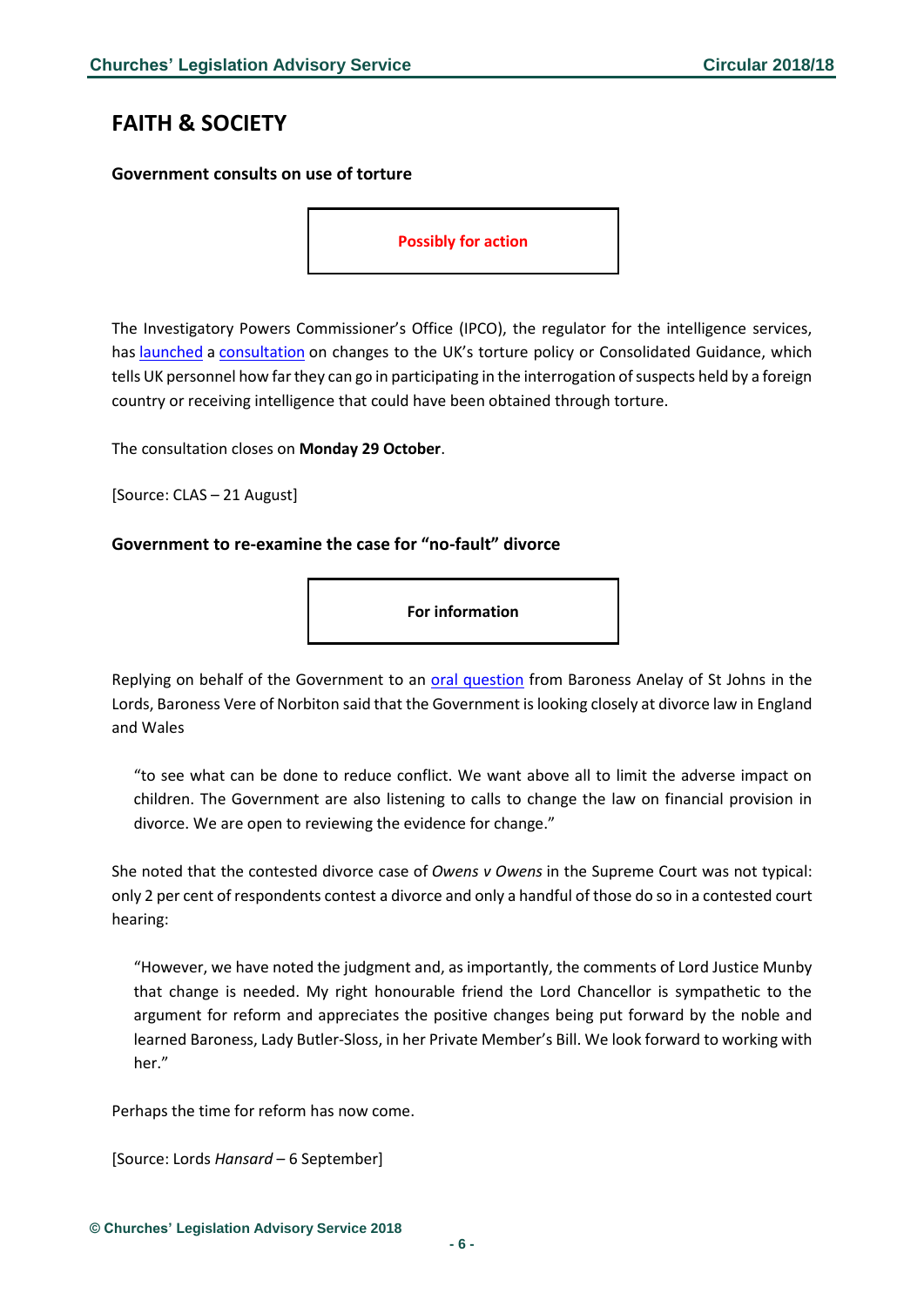## FAITH & SOCIETY

**Government consults on use of torture**

**Possibly for action**

The Investigatory Powers Commissioner's Office (IPCO), the regulator for the intelligence services, has launched a consultation on changes to the UK's torture policy or Consolidated Guidance, which tells UK personnel how far they can go in participating in the interrogation of suspects held by a foreign country or receiving intelligence that could have been obtained through torture.

The consultation closes on **Monday 29 October**.

[Source: CLAS – 21 August]

**Government to re-examine the case for "no-fault" divorce**

**For information**

Replying on behalf of the Government to an oral question from Baroness Anelay of St Johns in the Lords, Baroness Vere of Norbiton said that the Government is looking closely at divorce law in England and Wales

> "to see what can be done to reduce conflict. We want above all to limit the adverse impact on children. The Government are also listening to calls to change the law on financial provision in divorce. We are open to reviewing the evidence for change."

She noted that the contested divorce case of *Owens v Owens* in the Supreme Court was not typical: only 2 per cent of respondents contest a divorce and only a handful of those do so in a contested court hearing:

> "However, we have noted the judgment and, as importantly, the comments of Lord Justice Munby that change is needed. My right honourable friend the Lord Chancellor is sympathetic to the argument for reform and appreciates the positive changes being put forward by the noble and learned Baroness, Lady Butler-Sloss, in her Private Member's Bill. We look forward to working with her."

Perhaps the time for reform has now come.

[Source: Lords *Hansard* – 6 September]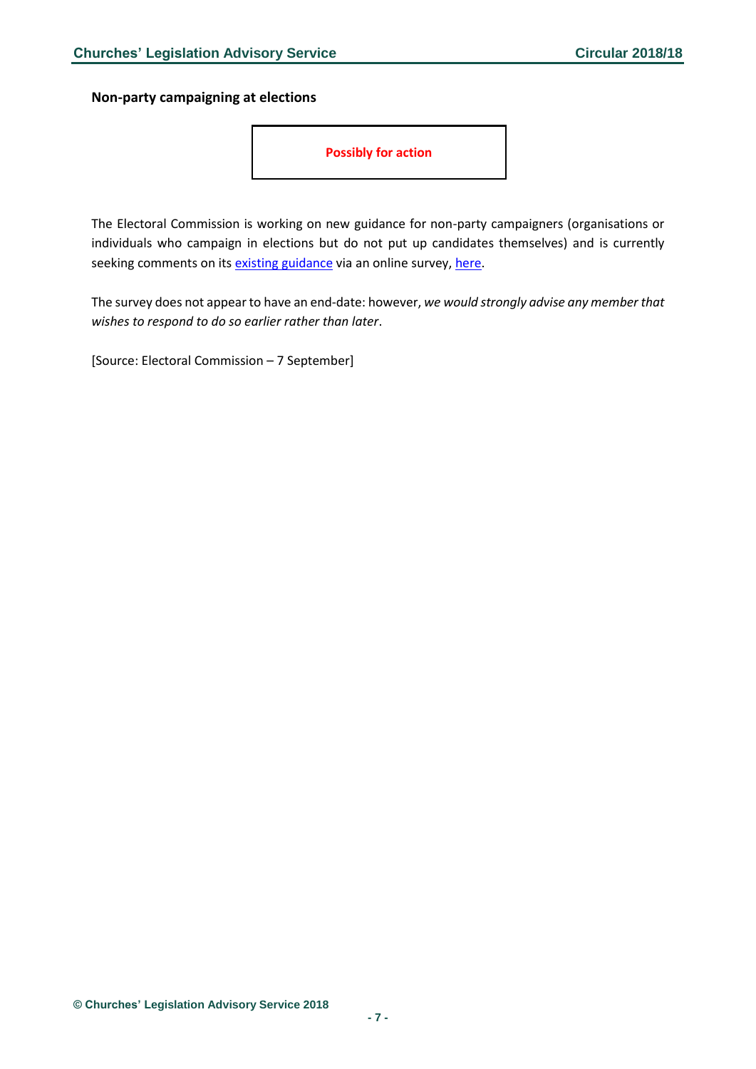**Non-party campaigning at elections**

**Possibly for action**

The Electoral Commission is working on new guidance for non-party campaigners (organisations or individuals who campaign in elections but do not put up candidates themselves) and is currently seeking comments on its existing guidance via an online survey, here.

The survey does not appear to have an end-date: however, *we would strongly advise any member that wishes to respond to do so earlier rather than later*.

[Source: Electoral Commission – 7 September]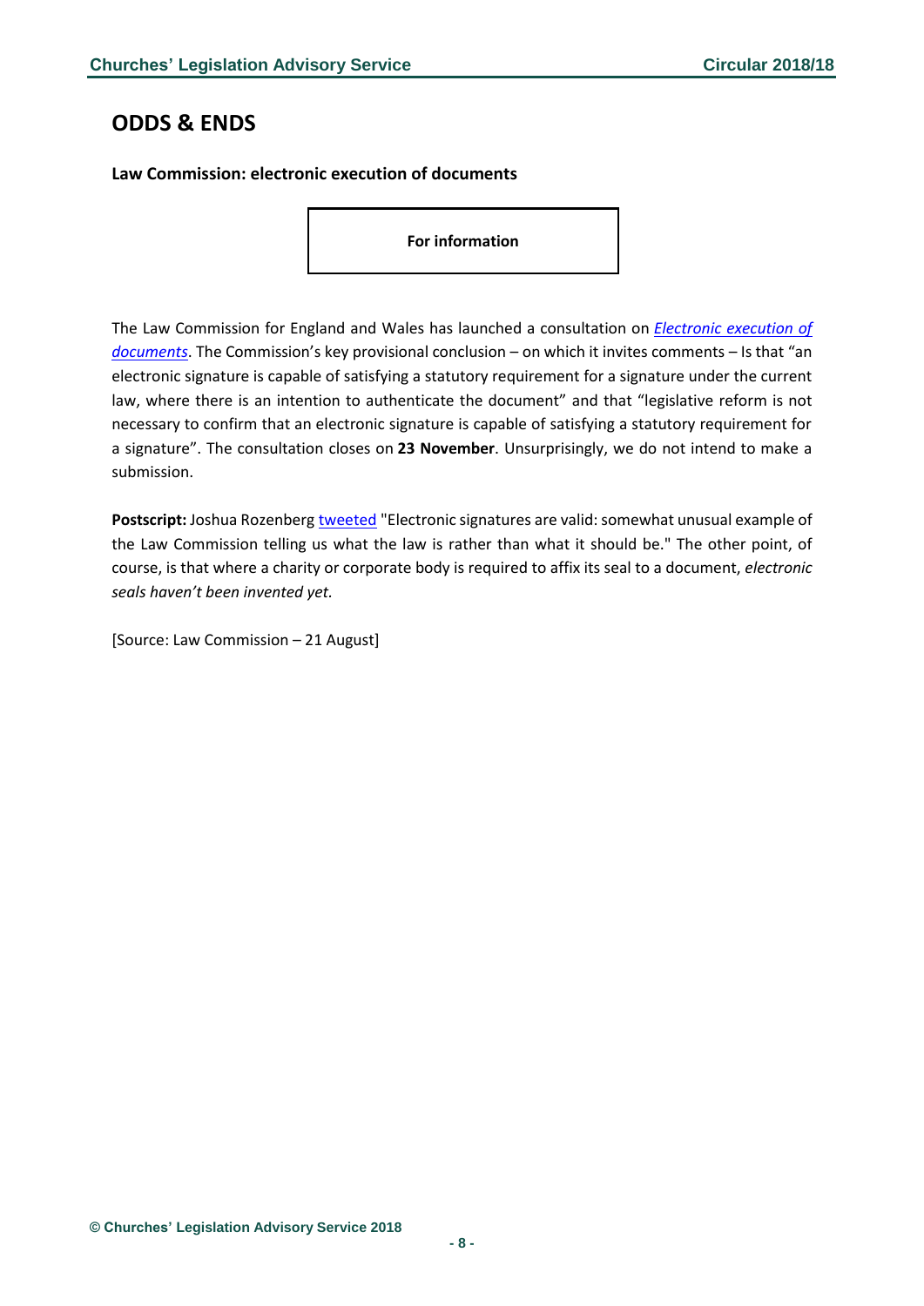## ODDS & ENDS

### Law Commission: electronic execution of documents

**For information**

The Law Commission for England and Wales has launched a consultation on *Electronic execution of documents*. The Commission's key provisional conclusion – on which it invites comments – Is that "an electronic signature is capable of satisfying a statutory requirement for a signature under the current law, where there is an intention to authenticate the document" and that "legislative reform is not necessary to confirm that an electronic signature is capable of satisfying a statutory requirement for a signature". The consultation closes on **23 November**. Unsurprisingly, we do not intend to make a submission.

**Postscript:** Joshua Rozenberg tweeted "Electronic signatures are valid: somewhat unusual example of the Law Commission telling us what the law is rather than what it should be." The other point, of course, is that where a charity or corporate body is required to affix its seal to a document, *electronic seals haven't been invented yet.*

[Source: Law Commission – 21 August]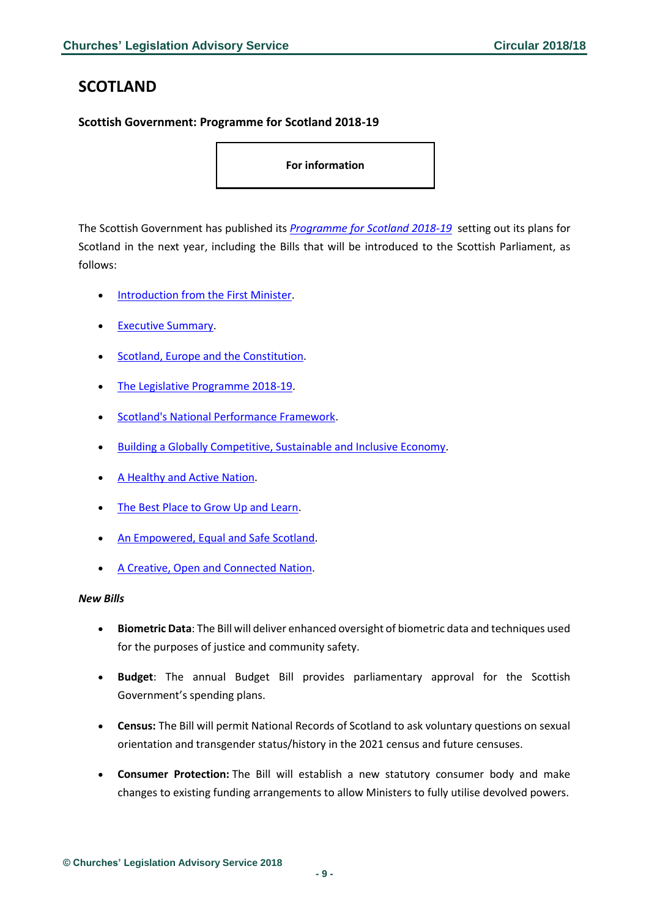# SCOTLAND

### Scottish Government: Programme for Scotland 2018-19

**For information**

The Scottish Government has published its *Programme for Scotland 2018-19* setting out its plans for Scotland in the next year, including the Bills that will be introduced to the Scottish Parliament, as follows:

- Introduction from the First Minister.
- Executive Summary.
- Scotland, Europe and the Constitution.
- The Legislative Programme 2018-19.
- Scotland's National Performance Framework.
- Building a Globally Competitive, Sustainable and Inclusive Economy.
- A Healthy and Active Nation.
- The Best Place to Grow Up and Learn.
- An Empowered, Equal and Safe Scotland.
- A Creative, Open and Connected Nation.

***New Bills***

- **Biometric Data**: The Bill will deliver enhanced oversight of biometric data and techniques used for the purposes of justice and community safety.
- **Budget**: The annual Budget Bill provides parliamentary approval for the Scottish Government's spending plans.
- **Census:** The Bill will permit National Records of Scotland to ask voluntary questions on sexual orientation and transgender status/history in the 2021 census and future censuses.
- **Consumer Protection:** The Bill will establish a new statutory consumer body and make changes to existing funding arrangements to allow Ministers to fully utilise devolved powers.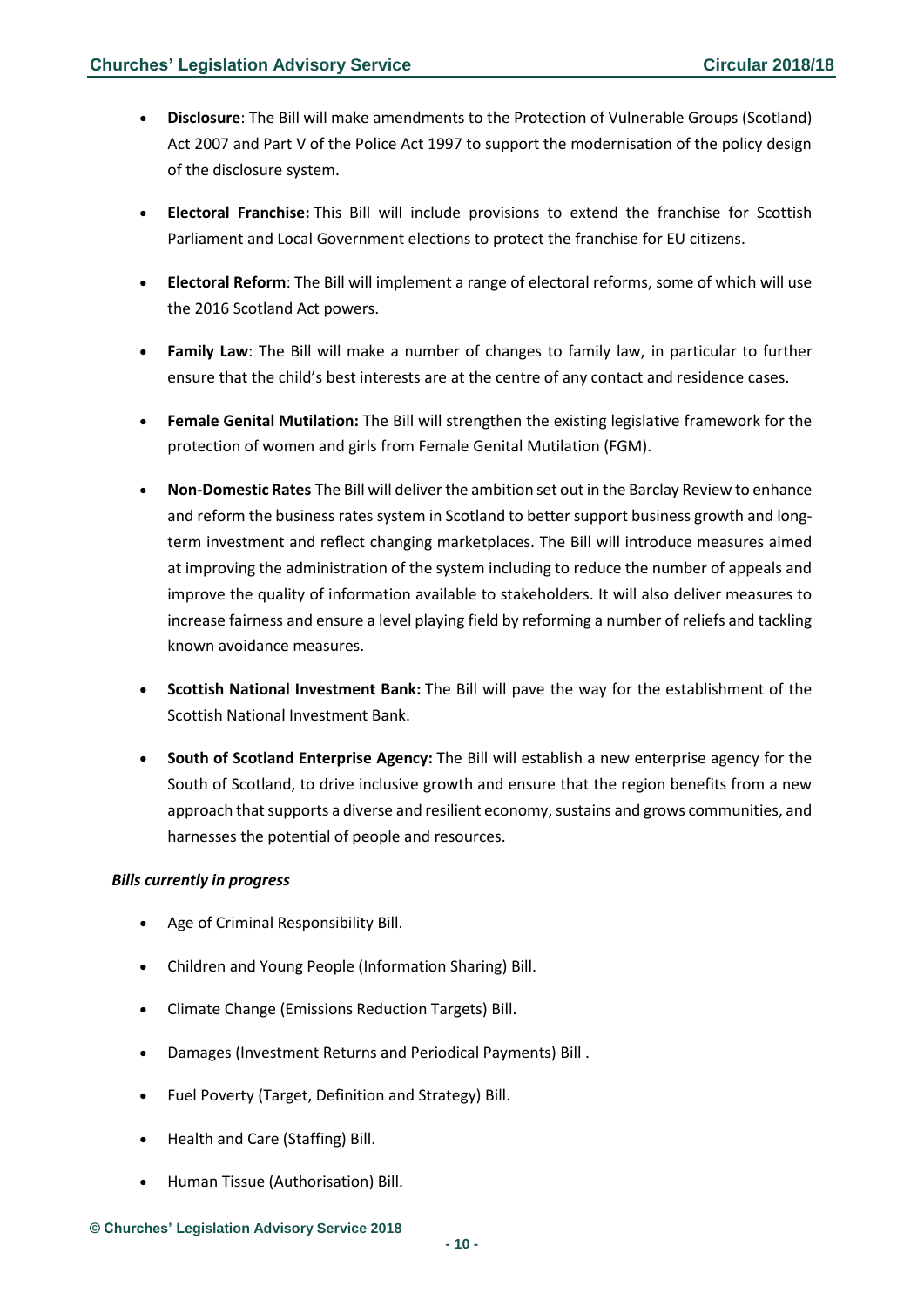- **Disclosure**: The Bill will make amendments to the Protection of Vulnerable Groups (Scotland) Act 2007 and Part V of the Police Act 1997 to support the modernisation of the policy design of the disclosure system.
- **Electoral Franchise:** This Bill will include provisions to extend the franchise for Scottish Parliament and Local Government elections to protect the franchise for EU citizens.
- **Electoral Reform**: The Bill will implement a range of electoral reforms, some of which will use the 2016 Scotland Act powers.
- **Family Law**: The Bill will make a number of changes to family law, in particular to further ensure that the child's best interests are at the centre of any contact and residence cases.
- **Female Genital Mutilation:** The Bill will strengthen the existing legislative framework for the protection of women and girls from Female Genital Mutilation (FGM).
- **Non-Domestic Rates** The Bill will deliver the ambition set out in the Barclay Review to enhance and reform the business rates system in Scotland to better support business growth and long-term investment and reflect changing marketplaces. The Bill will introduce measures aimed at improving the administration of the system including to reduce the number of appeals and improve the quality of information available to stakeholders. It will also deliver measures to increase fairness and ensure a level playing field by reforming a number of reliefs and tackling known avoidance measures.
- **Scottish National Investment Bank:** The Bill will pave the way for the establishment of the Scottish National Investment Bank.
- **South of Scotland Enterprise Agency:** The Bill will establish a new enterprise agency for the South of Scotland, to drive inclusive growth and ensure that the region benefits from a new approach that supports a diverse and resilient economy, sustains and grows communities, and harnesses the potential of people and resources.

***Bills currently in progress***

- Age of Criminal Responsibility Bill.
- Children and Young People (Information Sharing) Bill.
- Climate Change (Emissions Reduction Targets) Bill.
- Damages (Investment Returns and Periodical Payments) Bill .
- Fuel Poverty (Target, Definition and Strategy) Bill.
- Health and Care (Staffing) Bill.
- Human Tissue (Authorisation) Bill.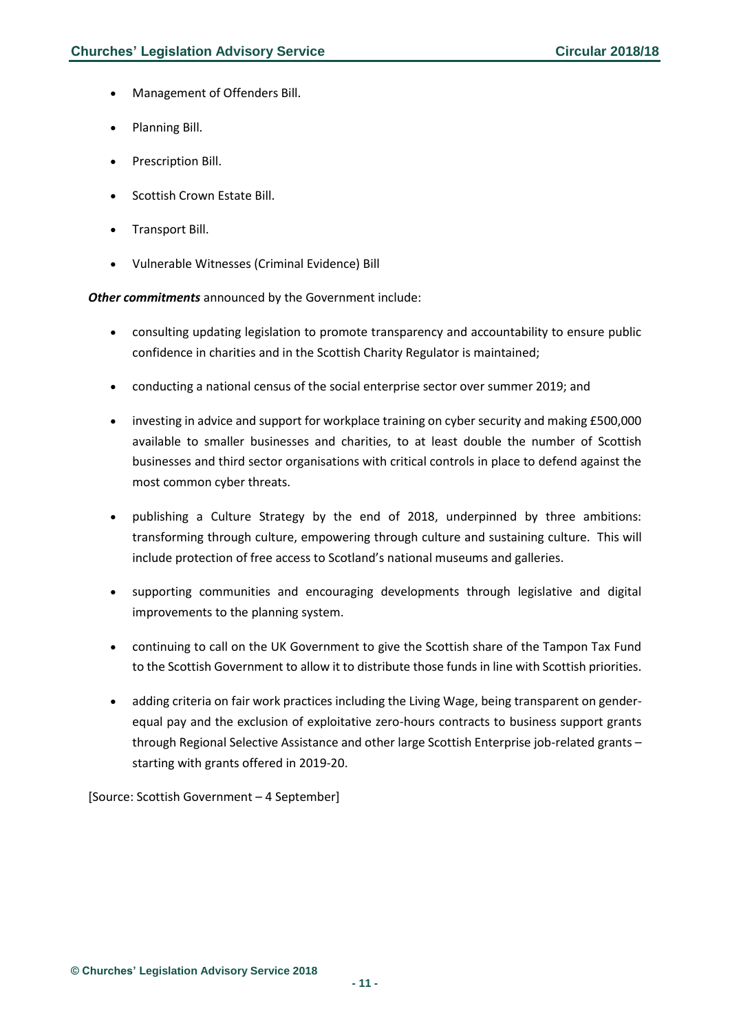- Management of Offenders Bill.
- Planning Bill.
- Prescription Bill.
- Scottish Crown Estate Bill.
- Transport Bill.
- Vulnerable Witnesses (Criminal Evidence) Bill

***Other commitments*** announced by the Government include:

- consulting updating legislation to promote transparency and accountability to ensure public confidence in charities and in the Scottish Charity Regulator is maintained;
- conducting a national census of the social enterprise sector over summer 2019; and
- investing in advice and support for workplace training on cyber security and making £500,000 available to smaller businesses and charities, to at least double the number of Scottish businesses and third sector organisations with critical controls in place to defend against the most common cyber threats.
- publishing a Culture Strategy by the end of 2018, underpinned by three ambitions: transforming through culture, empowering through culture and sustaining culture. This will include protection of free access to Scotland's national museums and galleries.
- supporting communities and encouraging developments through legislative and digital improvements to the planning system.
- continuing to call on the UK Government to give the Scottish share of the Tampon Tax Fund to the Scottish Government to allow it to distribute those funds in line with Scottish priorities.
- adding criteria on fair work practices including the Living Wage, being transparent on gender-equal pay and the exclusion of exploitative zero-hours contracts to business support grants through Regional Selective Assistance and other large Scottish Enterprise job-related grants – starting with grants offered in 2019-20.

[Source: Scottish Government – 4 September]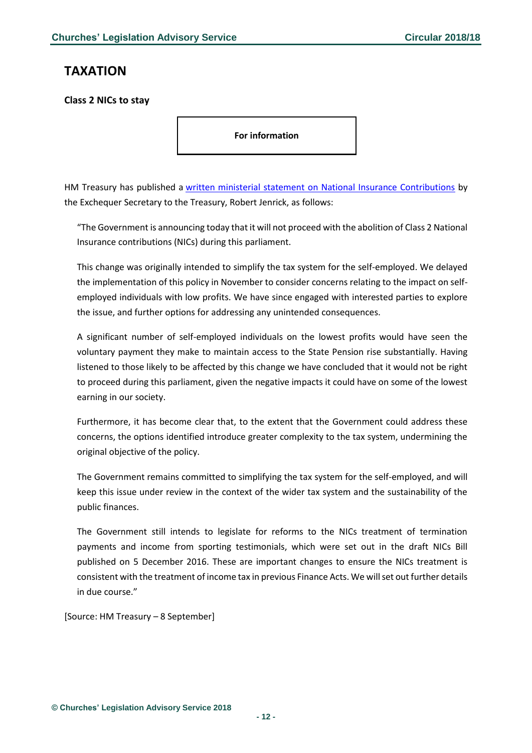# TAXATION

**Class 2 NICs to stay**

**For information**

HM Treasury has published a [written ministerial statement on National Insurance Contributions] by the Exchequer Secretary to the Treasury, Robert Jenrick, as follows:

> "The Government is announcing today that it will not proceed with the abolition of Class 2 National Insurance contributions (NICs) during this parliament.
>
> This change was originally intended to simplify the tax system for the self-employed. We delayed the implementation of this policy in November to consider concerns relating to the impact on self-employed individuals with low profits. We have since engaged with interested parties to explore the issue, and further options for addressing any unintended consequences.
>
> A significant number of self-employed individuals on the lowest profits would have seen the voluntary payment they make to maintain access to the State Pension rise substantially. Having listened to those likely to be affected by this change we have concluded that it would not be right to proceed during this parliament, given the negative impacts it could have on some of the lowest earning in our society.
>
> Furthermore, it has become clear that, to the extent that the Government could address these concerns, the options identified introduce greater complexity to the tax system, undermining the original objective of the policy.
>
> The Government remains committed to simplifying the tax system for the self-employed, and will keep this issue under review in the context of the wider tax system and the sustainability of the public finances.
>
> The Government still intends to legislate for reforms to the NICs treatment of termination payments and income from sporting testimonials, which were set out in the draft NICs Bill published on 5 December 2016. These are important changes to ensure the NICs treatment is consistent with the treatment of income tax in previous Finance Acts. We will set out further details in due course."

[Source: HM Treasury – 8 September]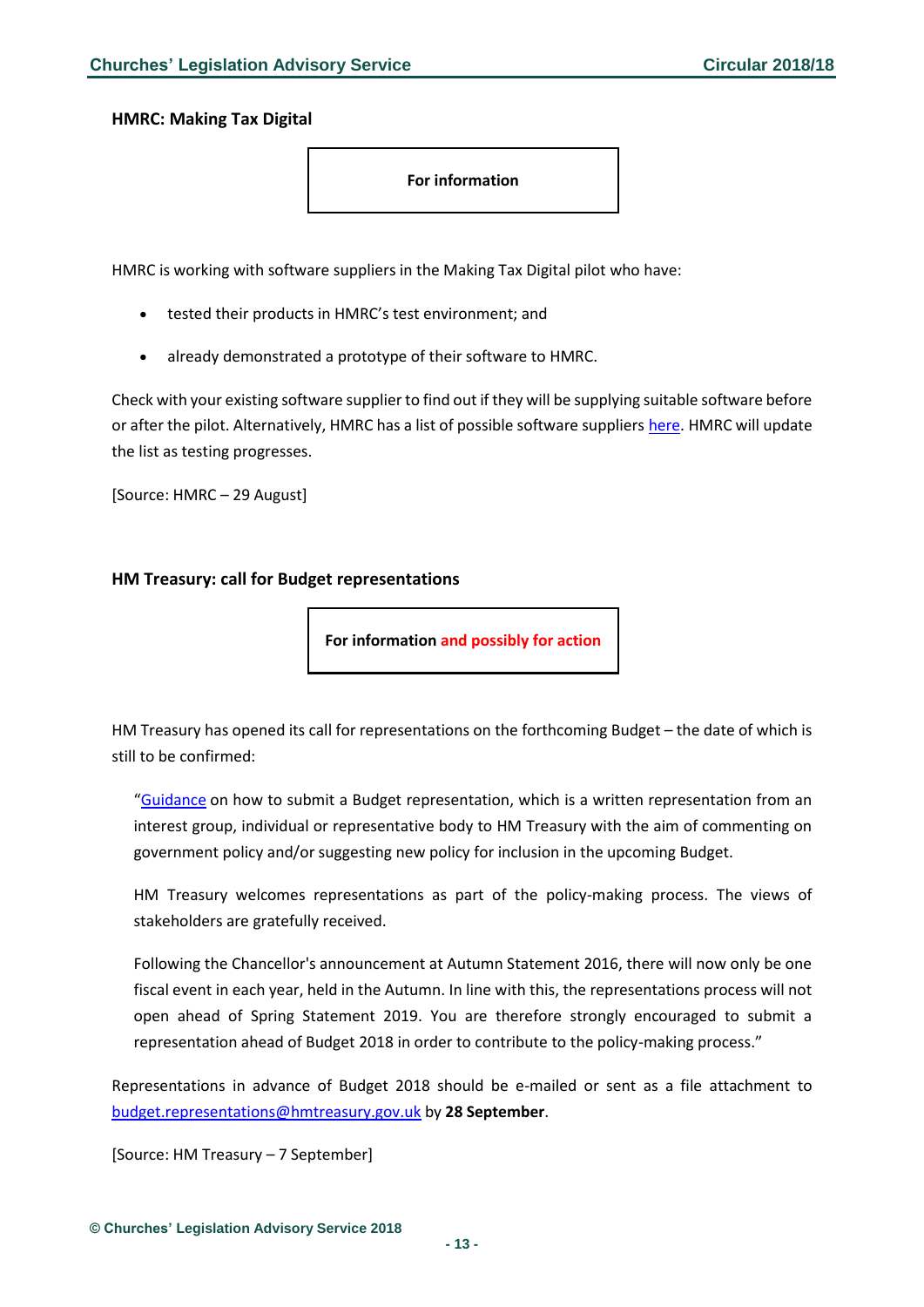### HMRC: Making Tax Digital

**For information**

HMRC is working with software suppliers in the Making Tax Digital pilot who have:

- tested their products in HMRC's test environment; and
- already demonstrated a prototype of their software to HMRC.

Check with your existing software supplier to find out if they will be supplying suitable software before or after the pilot. Alternatively, HMRC has a list of possible software suppliers here. HMRC will update the list as testing progresses.

[Source: HMRC – 29 August]

### HM Treasury: call for Budget representations

**For information and possibly for action**

HM Treasury has opened its call for representations on the forthcoming Budget – the date of which is still to be confirmed:

> "Guidance on how to submit a Budget representation, which is a written representation from an interest group, individual or representative body to HM Treasury with the aim of commenting on government policy and/or suggesting new policy for inclusion in the upcoming Budget.
>
> HM Treasury welcomes representations as part of the policy-making process. The views of stakeholders are gratefully received.
>
> Following the Chancellor's announcement at Autumn Statement 2016, there will now only be one fiscal event in each year, held in the Autumn. In line with this, the representations process will not open ahead of Spring Statement 2019. You are therefore strongly encouraged to submit a representation ahead of Budget 2018 in order to contribute to the policy-making process."

Representations in advance of Budget 2018 should be e-mailed or sent as a file attachment to budget.representations@hmtreasury.gov.uk by **28 September**.

[Source: HM Treasury – 7 September]